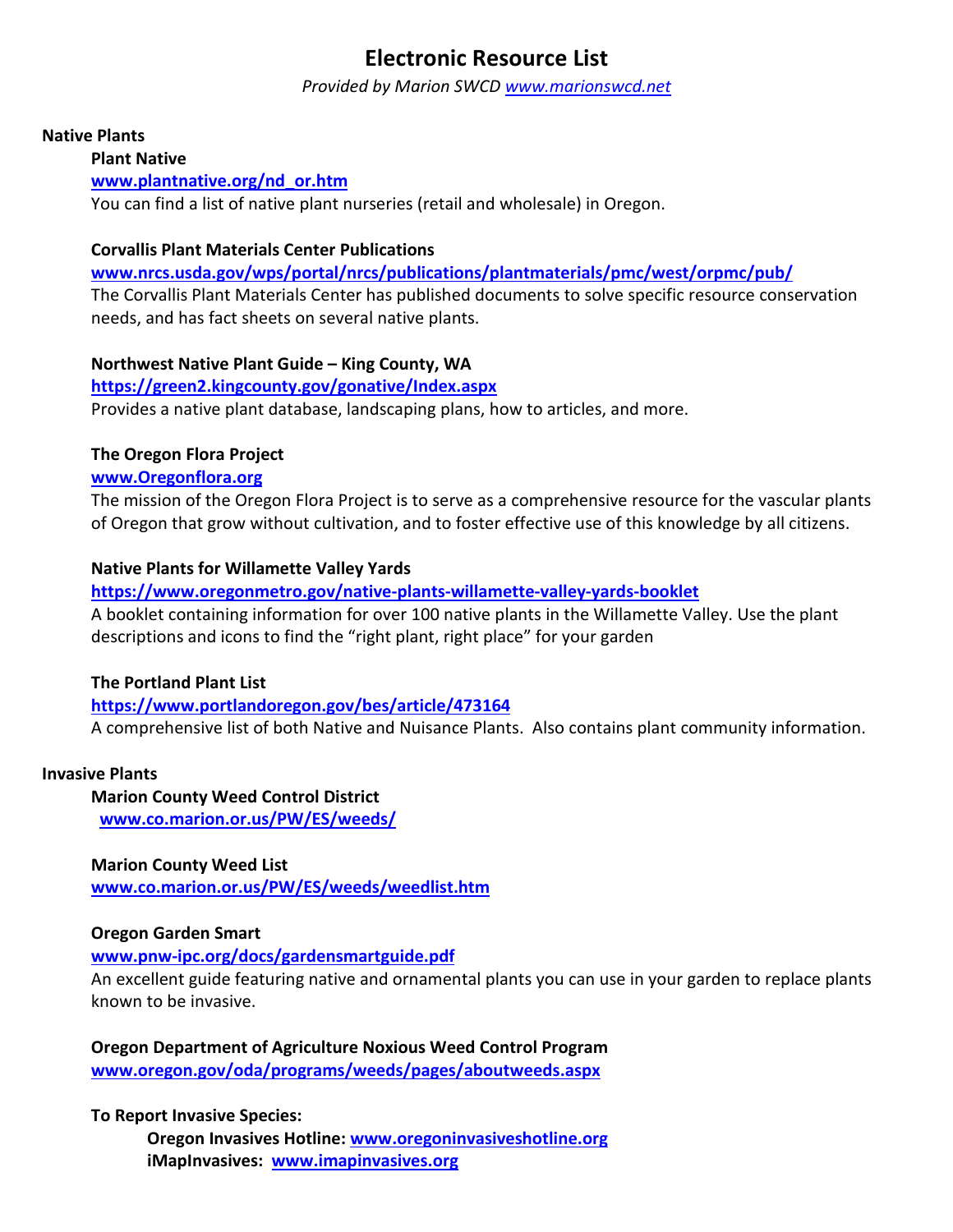# Electronic Resource List

*Provided by Marion SWCD [www.marionswcd.net](http://www.marionswcd.net)*

## Native Plants

### Plant Native

**[www.plantnative.org/nd_or.htm](http://www.plantnative.org/nd_or.htm)**

You can find a list of native plant nurseries (retail and wholesale) in Oregon.

### Corvallis Plant Materials Center Publications

**[www.nrcs.usda.gov/wps/portal/nrcs/publications/plantmaterials/pmc/west/orpmc/pub/](http://www.nrcs.usda.gov/wps/portal/nrcs/publications/plantmaterials/pmc/west/orpmc/pub/)**

The Corvallis Plant Materials Center has published documents to solve specific resource conservation needs, and has fact sheets on several native plants.

### Northwest Native Plant Guide – King County, WA

**[https://green2.kingcounty.gov/gonative/Index.aspx](https://green2.kingcounty.gov/gonative/Index.aspx)**

Provides a native plant database, landscaping plans, how to articles, and more.

### The Oregon Flora Project

**[www.Oregonflora.org](http://www.Oregonflora.org)**

The mission of the Oregon Flora Project is to serve as a comprehensive resource for the vascular plants of Oregon that grow without cultivation, and to foster effective use of this knowledge by all citizens.

### Native Plants for Willamette Valley Yards

**[https://www.oregonmetro.gov/native-plants-willamette-valley-yards-booklet](https://www.oregonmetro.gov/native-plants-willamette-valley-yards-booklet)**

A booklet containing information for over 100 native plants in the Willamette Valley. Use the plant descriptions and icons to find the "right plant, right place" for your garden

### The Portland Plant List

**[https://www.portlandoregon.gov/bes/article/473164](https://www.portlandoregon.gov/bes/article/473164)**

A comprehensive list of both Native and Nuisance Plants. Also contains plant community information.

## Invasive Plants

### Marion County Weed Control District

**[www.co.marion.or.us/PW/ES/weeds/](http://www.co.marion.or.us/PW/ES/weeds/)**

### Marion County Weed List

**[www.co.marion.or.us/PW/ES/weeds/weedlist.htm](http://www.co.marion.or.us/PW/ES/weeds/weedlist.htm)**

### Oregon Garden Smart

**[www.pnw-ipc.org/docs/gardensmartguide.pdf](http://www.pnw-ipc.org/docs/gardensmartguide.pdf)**

An excellent guide featuring native and ornamental plants you can use in your garden to replace plants known to be invasive.

### Oregon Department of Agriculture Noxious Weed Control Program

**[www.oregon.gov/oda/programs/weeds/pages/aboutweeds.aspx](http://www.oregon.gov/oda/programs/weeds/pages/aboutweeds.aspx)**

### To Report Invasive Species:

- **Oregon Invasives Hotline: [www.oregoninvasiveshotline.org](http://www.oregoninvasiveshotline.org)**
- **iMapInvasives: [www.imapinvasives.org](http://www.imapinvasives.org)**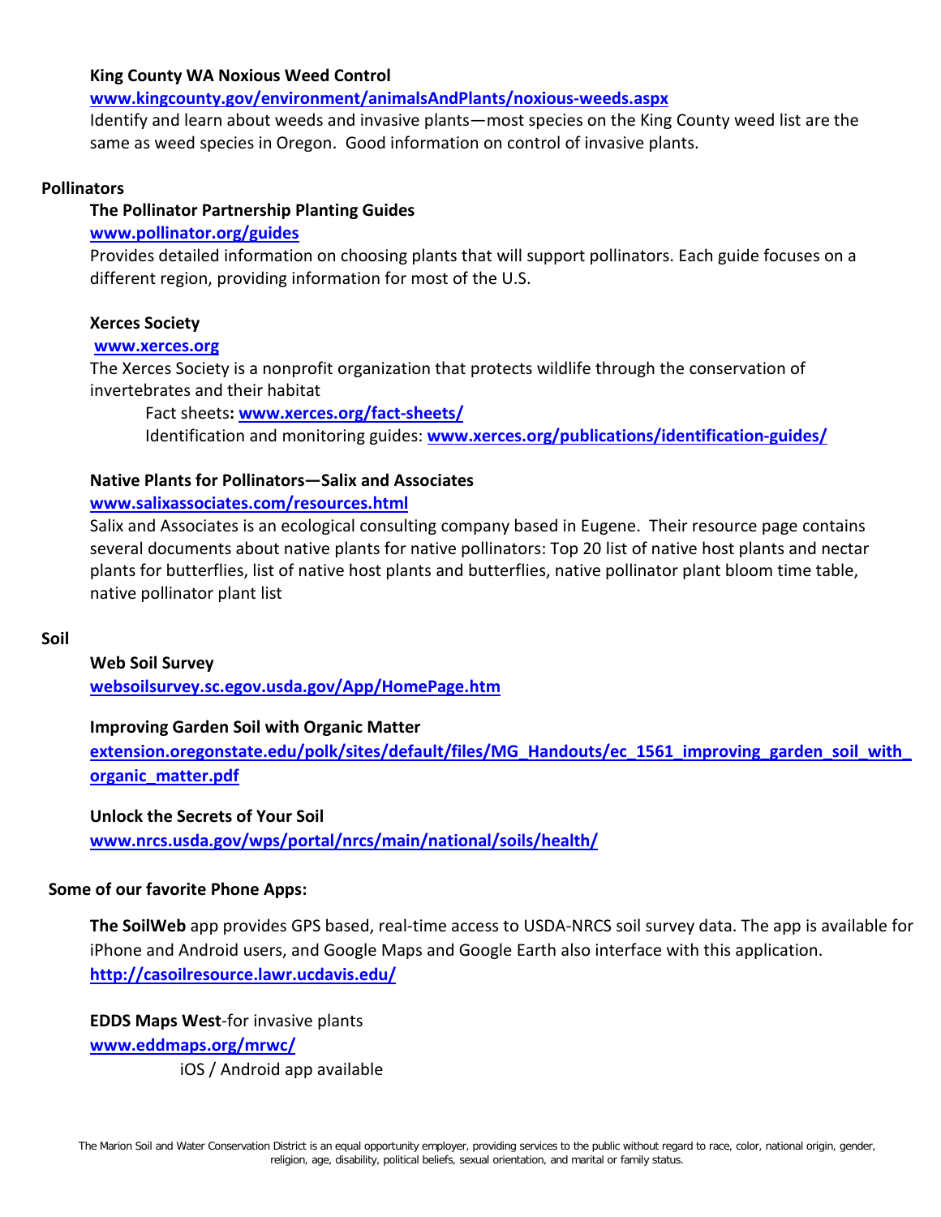**King County WA Noxious Weed Control**
**www.kingcounty.gov/environment/animalsAndPlants/noxious-weeds.aspx**
Identify and learn about weeds and invasive plants—most species on the King County weed list are the same as weed species in Oregon. Good information on control of invasive plants.

## Pollinators

**The Pollinator Partnership Planting Guides**
**www.pollinator.org/guides**
Provides detailed information on choosing plants that will support pollinators. Each guide focuses on a different region, providing information for most of the U.S.

**Xerces Society**
**www.xerces.org**
The Xerces Society is a nonprofit organization that protects wildlife through the conservation of invertebrates and their habitat

Fact sheets**: www.xerces.org/fact-sheets/**
Identification and monitoring guides: **www.xerces.org/publications/identification-guides/**

**Native Plants for Pollinators—Salix and Associates**
**www.salixassociates.com/resources.html**
Salix and Associates is an ecological consulting company based in Eugene. Their resource page contains several documents about native plants for native pollinators: Top 20 list of native host plants and nectar plants for butterflies, list of native host plants and butterflies, native pollinator plant bloom time table, native pollinator plant list

## Soil

**Web Soil Survey**
**websoilsurvey.sc.egov.usda.gov/App/HomePage.htm**

**Improving Garden Soil with Organic Matter**
**extension.oregonstate.edu/polk/sites/default/files/MG_Handouts/ec_1561_improving_garden_soil_with_organic_matter.pdf**

**Unlock the Secrets of Your Soil**
**www.nrcs.usda.gov/wps/portal/nrcs/main/national/soils/health/**

## Some of our favorite Phone Apps:

**The SoilWeb** app provides GPS based, real-time access to USDA-NRCS soil survey data. The app is available for iPhone and Android users, and Google Maps and Google Earth also interface with this application.
**http://casoilresource.lawr.ucdavis.edu/**

**EDDS Maps West**-for invasive plants
**www.eddmaps.org/mrwc/**
iOS / Android app available

The Marion Soil and Water Conservation District is an equal opportunity employer, providing services to the public without regard to race, color, national origin, gender, religion, age, disability, political beliefs, sexual orientation, and marital or family status.